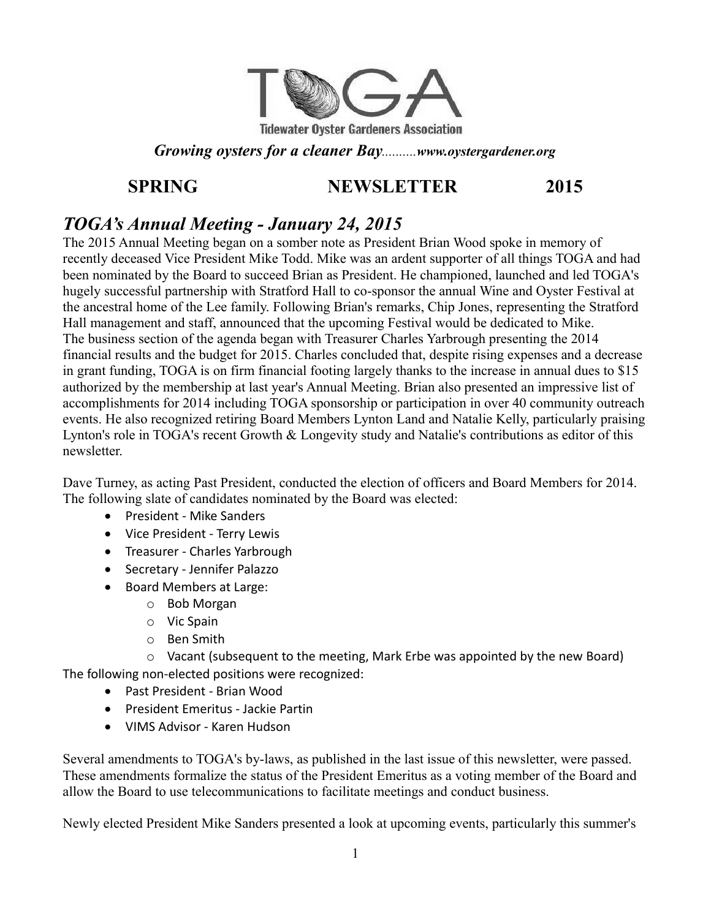# TOGA

**Tidewater Oyster Gardeners Association**

***Growing oysters for a cleaner Bay**..........**www.oystergardener.org***

## SPRING NEWSLETTER 2015

## *TOGA's Annual Meeting - January 24, 2015*

The 2015 Annual Meeting began on a somber note as President Brian Wood spoke in memory of recently deceased Vice President Mike Todd. Mike was an ardent supporter of all things TOGA and had been nominated by the Board to succeed Brian as President. He championed, launched and led TOGA's hugely successful partnership with Stratford Hall to co-sponsor the annual Wine and Oyster Festival at the ancestral home of the Lee family. Following Brian's remarks, Chip Jones, representing the Stratford Hall management and staff, announced that the upcoming Festival would be dedicated to Mike.
The business section of the agenda began with Treasurer Charles Yarbrough presenting the 2014 financial results and the budget for 2015. Charles concluded that, despite rising expenses and a decrease in grant funding, TOGA is on firm financial footing largely thanks to the increase in annual dues to $15 authorized by the membership at last year's Annual Meeting. Brian also presented an impressive list of accomplishments for 2014 including TOGA sponsorship or participation in over 40 community outreach events. He also recognized retiring Board Members Lynton Land and Natalie Kelly, particularly praising Lynton's role in TOGA's recent Growth & Longevity study and Natalie's contributions as editor of this newsletter.

Dave Turney, as acting Past President, conducted the election of officers and Board Members for 2014. The following slate of candidates nominated by the Board was elected:

- President - Mike Sanders
- Vice President - Terry Lewis
- Treasurer - Charles Yarbrough
- Secretary - Jennifer Palazzo
- Board Members at Large:
  - Bob Morgan
  - Vic Spain
  - Ben Smith
  - Vacant (subsequent to the meeting, Mark Erbe was appointed by the new Board)

The following non-elected positions were recognized:

- Past President - Brian Wood
- President Emeritus - Jackie Partin
- VIMS Advisor - Karen Hudson

Several amendments to TOGA's by-laws, as published in the last issue of this newsletter, were passed. These amendments formalize the status of the President Emeritus as a voting member of the Board and allow the Board to use telecommunications to facilitate meetings and conduct business.

Newly elected President Mike Sanders presented a look at upcoming events, particularly this summer's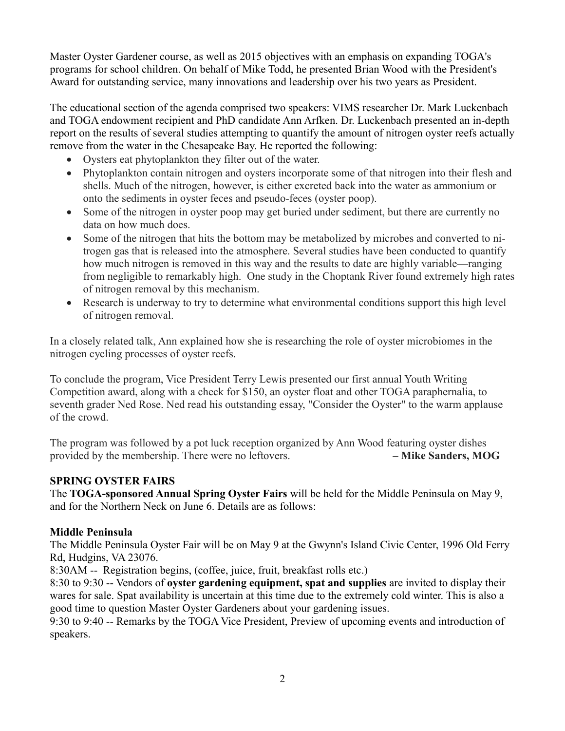Master Oyster Gardener course, as well as 2015 objectives with an emphasis on expanding TOGA's programs for school children. On behalf of Mike Todd, he presented Brian Wood with the President's Award for outstanding service, many innovations and leadership over his two years as President.

The educational section of the agenda comprised two speakers: VIMS researcher Dr. Mark Luckenbach and TOGA endowment recipient and PhD candidate Ann Arfken. Dr. Luckenbach presented an in-depth report on the results of several studies attempting to quantify the amount of nitrogen oyster reefs actually remove from the water in the Chesapeake Bay. He reported the following:

- Oysters eat phytoplankton they filter out of the water.
- Phytoplankton contain nitrogen and oysters incorporate some of that nitrogen into their flesh and shells. Much of the nitrogen, however, is either excreted back into the water as ammonium or onto the sediments in oyster feces and pseudo-feces (oyster poop).
- Some of the nitrogen in oyster poop may get buried under sediment, but there are currently no data on how much does.
- Some of the nitrogen that hits the bottom may be metabolized by microbes and converted to nitrogen gas that is released into the atmosphere. Several studies have been conducted to quantify how much nitrogen is removed in this way and the results to date are highly variable—ranging from negligible to remarkably high. One study in the Choptank River found extremely high rates of nitrogen removal by this mechanism.
- Research is underway to try to determine what environmental conditions support this high level of nitrogen removal.

In a closely related talk, Ann explained how she is researching the role of oyster microbiomes in the nitrogen cycling processes of oyster reefs.

To conclude the program, Vice President Terry Lewis presented our first annual Youth Writing Competition award, along with a check for $150, an oyster float and other TOGA paraphernalia, to seventh grader Ned Rose. Ned read his outstanding essay, "Consider the Oyster" to the warm applause of the crowd.

The program was followed by a pot luck reception organized by Ann Wood featuring oyster dishes provided by the membership. There were no leftovers. **– Mike Sanders, MOG**

## SPRING OYSTER FAIRS

The **TOGA-sponsored Annual Spring Oyster Fairs** will be held for the Middle Peninsula on May 9, and for the Northern Neck on June 6. Details are as follows:

### Middle Peninsula

The Middle Peninsula Oyster Fair will be on May 9 at the Gwynn's Island Civic Center, 1996 Old Ferry Rd, Hudgins, VA 23076.

8:30AM -- Registration begins, (coffee, juice, fruit, breakfast rolls etc.)

8:30 to 9:30 -- Vendors of **oyster gardening equipment, spat and supplies** are invited to display their wares for sale. Spat availability is uncertain at this time due to the extremely cold winter. This is also a good time to question Master Oyster Gardeners about your gardening issues.

9:30 to 9:40 -- Remarks by the TOGA Vice President, Preview of upcoming events and introduction of speakers.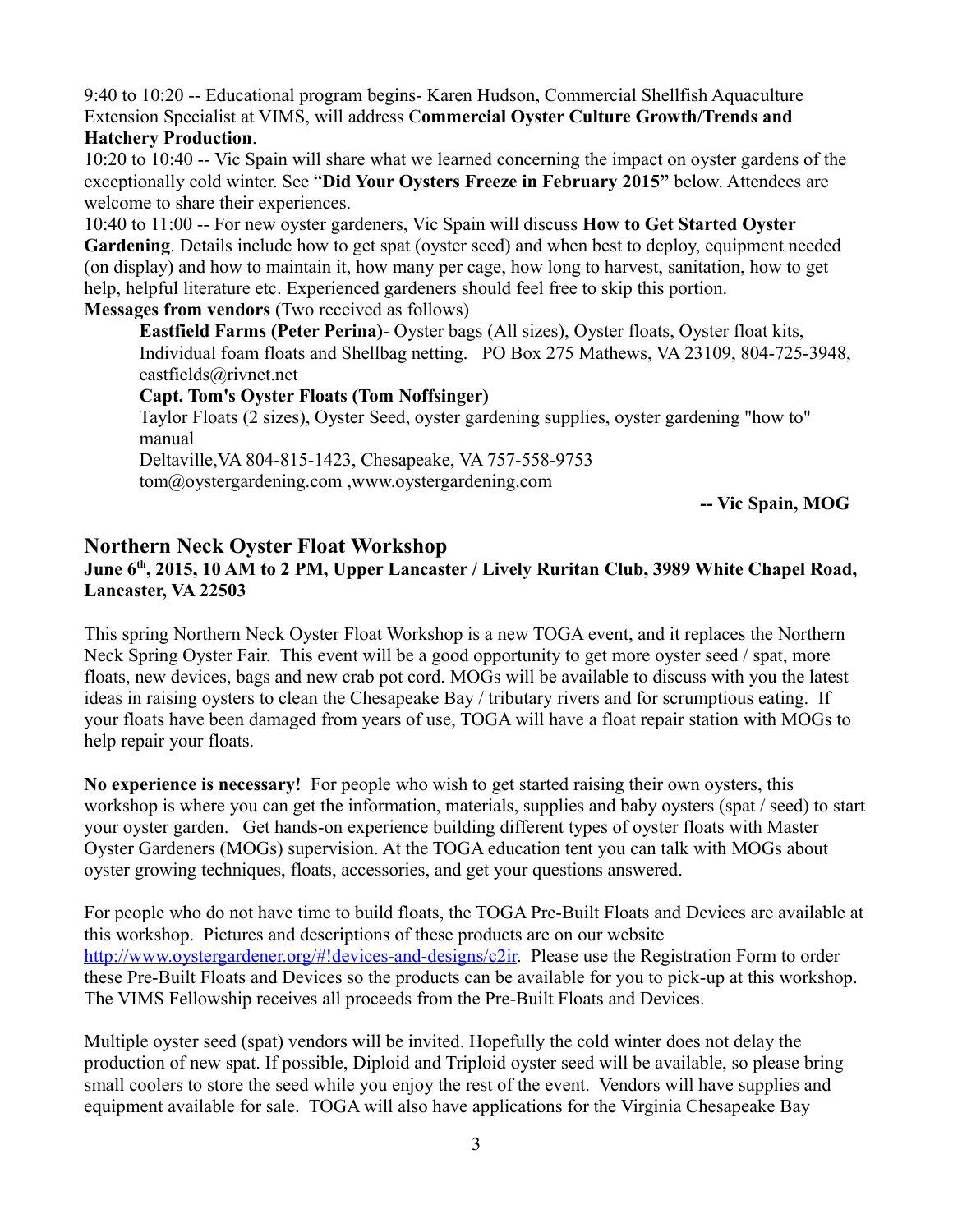9:40 to 10:20 -- Educational program begins- Karen Hudson, Commercial Shellfish Aquaculture Extension Specialist at VIMS, will address C**ommercial Oyster Culture Growth/Trends and Hatchery Production**.

10:20 to 10:40 -- Vic Spain will share what we learned concerning the impact on oyster gardens of the exceptionally cold winter. See "**Did Your Oysters Freeze in February 2015"** below. Attendees are welcome to share their experiences.

10:40 to 11:00 -- For new oyster gardeners, Vic Spain will discuss **How to Get Started Oyster Gardening**. Details include how to get spat (oyster seed) and when best to deploy, equipment needed (on display) and how to maintain it, how many per cage, how long to harvest, sanitation, how to get help, helpful literature etc. Experienced gardeners should feel free to skip this portion.

**Messages from vendors** (Two received as follows)

> **Eastfield Farms (Peter Perina)**- Oyster bags (All sizes), Oyster floats, Oyster float kits, Individual foam floats and Shellbag netting. PO Box 275 Mathews, VA 23109, 804-725-3948, eastfields@rivnet.net
>
> **Capt. Tom's Oyster Floats (Tom Noffsinger)**
> Taylor Floats (2 sizes), Oyster Seed, oyster gardening supplies, oyster gardening "how to" manual
> Deltaville,VA 804-815-1423, Chesapeake, VA 757-558-9753
> tom@oystergardening.com ,www.oystergardening.com

**-- Vic Spain, MOG**

## Northern Neck Oyster Float Workshop

**June 6th, 2015, 10 AM to 2 PM, Upper Lancaster / Lively Ruritan Club, 3989 White Chapel Road, Lancaster, VA 22503**

This spring Northern Neck Oyster Float Workshop is a new TOGA event, and it replaces the Northern Neck Spring Oyster Fair. This event will be a good opportunity to get more oyster seed / spat, more floats, new devices, bags and new crab pot cord. MOGs will be available to discuss with you the latest ideas in raising oysters to clean the Chesapeake Bay / tributary rivers and for scrumptious eating. If your floats have been damaged from years of use, TOGA will have a float repair station with MOGs to help repair your floats.

**No experience is necessary!** For people who wish to get started raising their own oysters, this workshop is where you can get the information, materials, supplies and baby oysters (spat / seed) to start your oyster garden. Get hands-on experience building different types of oyster floats with Master Oyster Gardeners (MOGs) supervision. At the TOGA education tent you can talk with MOGs about oyster growing techniques, floats, accessories, and get your questions answered.

For people who do not have time to build floats, the TOGA Pre-Built Floats and Devices are available at this workshop. Pictures and descriptions of these products are on our website http://www.oystergardener.org/#!devices-and-designs/c2ir. Please use the Registration Form to order these Pre-Built Floats and Devices so the products can be available for you to pick-up at this workshop. The VIMS Fellowship receives all proceeds from the Pre-Built Floats and Devices.

Multiple oyster seed (spat) vendors will be invited. Hopefully the cold winter does not delay the production of new spat. If possible, Diploid and Triploid oyster seed will be available, so please bring small coolers to store the seed while you enjoy the rest of the event. Vendors will have supplies and equipment available for sale. TOGA will also have applications for the Virginia Chesapeake Bay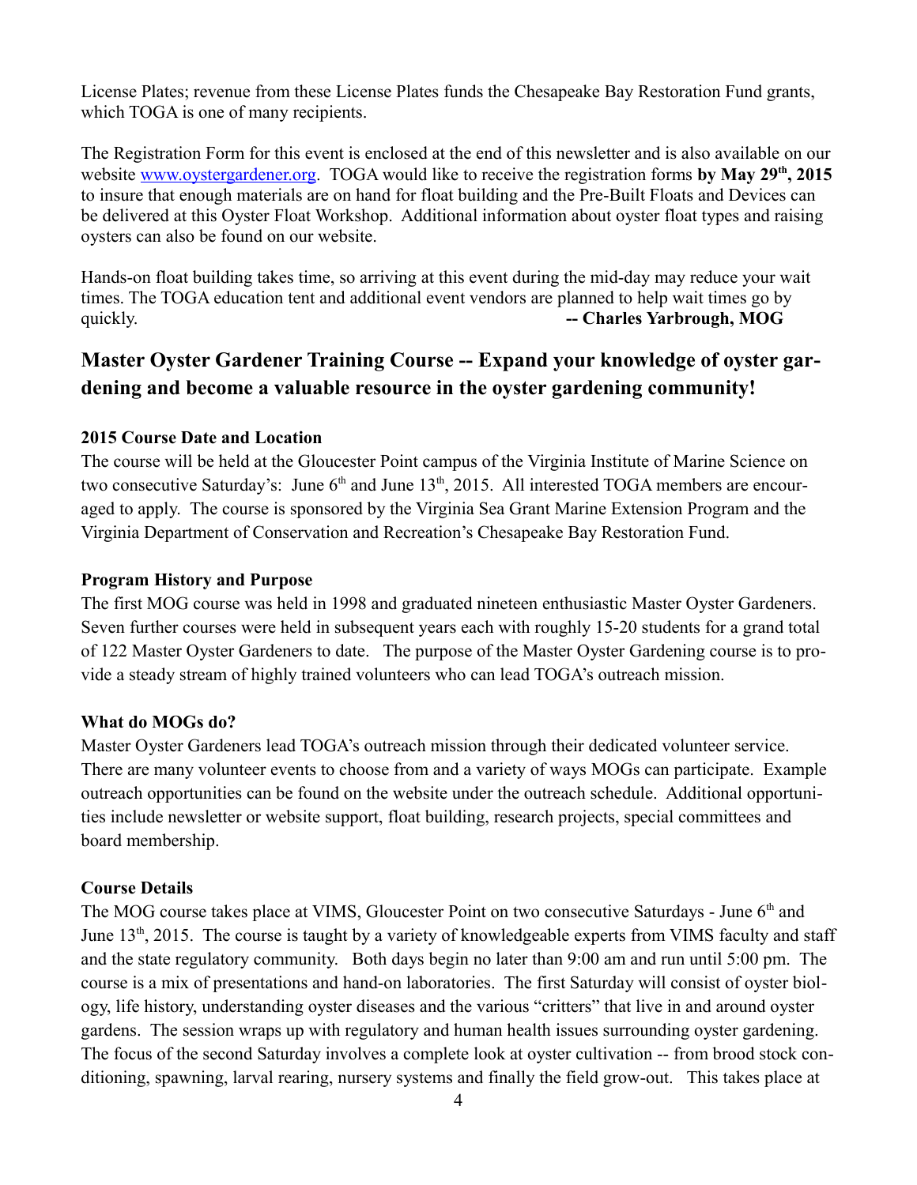License Plates; revenue from these License Plates funds the Chesapeake Bay Restoration Fund grants, which TOGA is one of many recipients.

The Registration Form for this event is enclosed at the end of this newsletter and is also available on our website www.oystergardener.org. TOGA would like to receive the registration forms **by May 29th, 2015** to insure that enough materials are on hand for float building and the Pre-Built Floats and Devices can be delivered at this Oyster Float Workshop. Additional information about oyster float types and raising oysters can also be found on our website.

Hands-on float building takes time, so arriving at this event during the mid-day may reduce your wait times. The TOGA education tent and additional event vendors are planned to help wait times go by quickly. **-- Charles Yarbrough, MOG**

## Master Oyster Gardener Training Course -- Expand your knowledge of oyster gardening and become a valuable resource in the oyster gardening community!

**2015 Course Date and Location**

The course will be held at the Gloucester Point campus of the Virginia Institute of Marine Science on two consecutive Saturday's: June 6th and June 13th, 2015. All interested TOGA members are encouraged to apply. The course is sponsored by the Virginia Sea Grant Marine Extension Program and the Virginia Department of Conservation and Recreation's Chesapeake Bay Restoration Fund.

**Program History and Purpose**

The first MOG course was held in 1998 and graduated nineteen enthusiastic Master Oyster Gardeners. Seven further courses were held in subsequent years each with roughly 15-20 students for a grand total of 122 Master Oyster Gardeners to date. The purpose of the Master Oyster Gardening course is to provide a steady stream of highly trained volunteers who can lead TOGA's outreach mission.

**What do MOGs do?**

Master Oyster Gardeners lead TOGA's outreach mission through their dedicated volunteer service. There are many volunteer events to choose from and a variety of ways MOGs can participate. Example outreach opportunities can be found on the website under the outreach schedule. Additional opportunities include newsletter or website support, float building, research projects, special committees and board membership.

**Course Details**

The MOG course takes place at VIMS, Gloucester Point on two consecutive Saturdays - June 6th and June 13th, 2015. The course is taught by a variety of knowledgeable experts from VIMS faculty and staff and the state regulatory community. Both days begin no later than 9:00 am and run until 5:00 pm. The course is a mix of presentations and hand-on laboratories. The first Saturday will consist of oyster biology, life history, understanding oyster diseases and the various "critters" that live in and around oyster gardens. The session wraps up with regulatory and human health issues surrounding oyster gardening. The focus of the second Saturday involves a complete look at oyster cultivation -- from brood stock conditioning, spawning, larval rearing, nursery systems and finally the field grow-out. This takes place at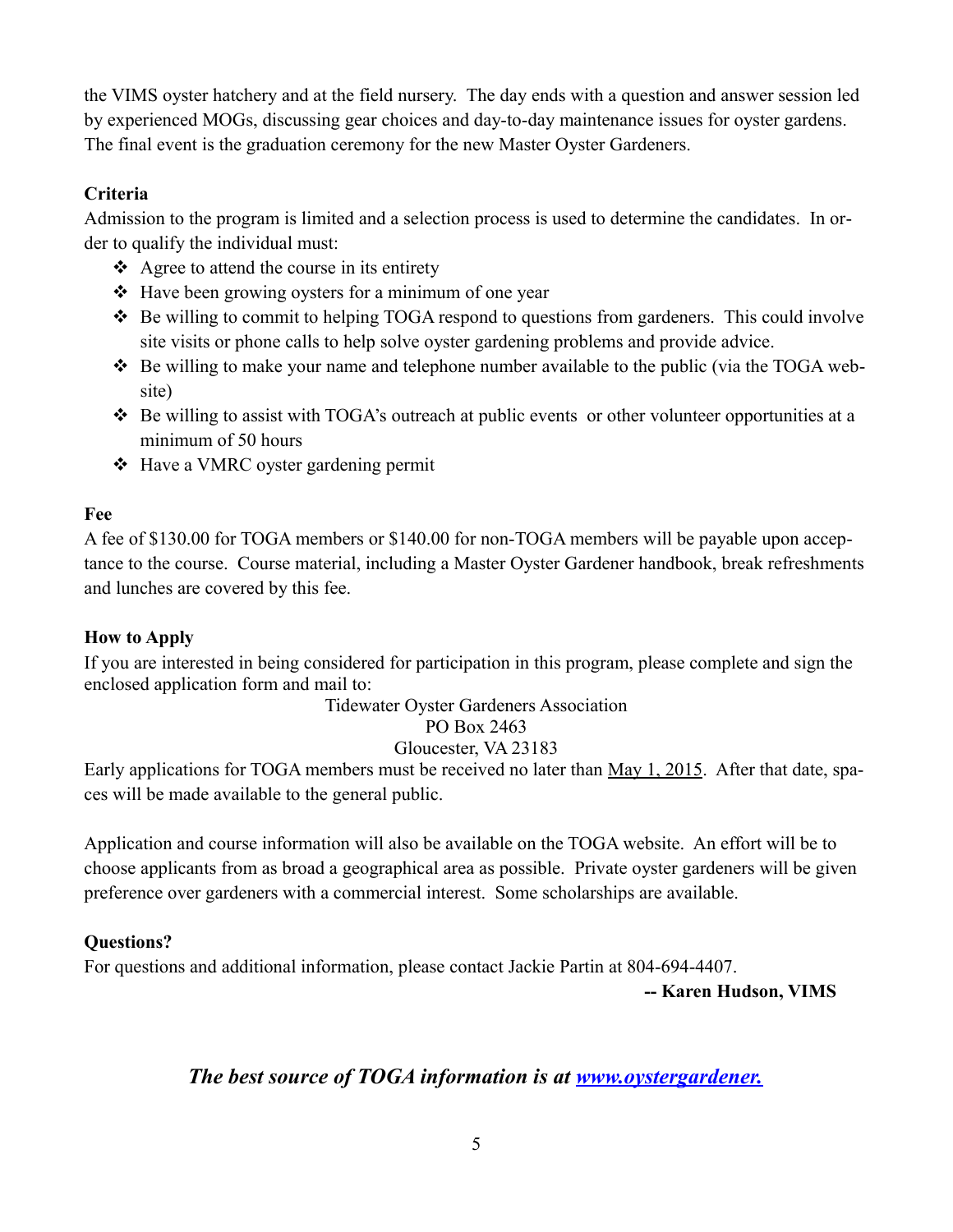the VIMS oyster hatchery and at the field nursery. The day ends with a question and answer session led by experienced MOGs, discussing gear choices and day-to-day maintenance issues for oyster gardens. The final event is the graduation ceremony for the new Master Oyster Gardeners.

**Criteria**

Admission to the program is limited and a selection process is used to determine the candidates. In order to qualify the individual must:

- Agree to attend the course in its entirety
- Have been growing oysters for a minimum of one year
- Be willing to commit to helping TOGA respond to questions from gardeners. This could involve site visits or phone calls to help solve oyster gardening problems and provide advice.
- Be willing to make your name and telephone number available to the public (via the TOGA website)
- Be willing to assist with TOGA's outreach at public events or other volunteer opportunities at a minimum of 50 hours
- Have a VMRC oyster gardening permit

**Fee**

A fee of $130.00 for TOGA members or $140.00 for non-TOGA members will be payable upon acceptance to the course. Course material, including a Master Oyster Gardener handbook, break refreshments and lunches are covered by this fee.

**How to Apply**

If you are interested in being considered for participation in this program, please complete and sign the enclosed application form and mail to:

Tidewater Oyster Gardeners Association
PO Box 2463
Gloucester, VA 23183

Early applications for TOGA members must be received no later than May 1, 2015. After that date, spaces will be made available to the general public.

Application and course information will also be available on the TOGA website. An effort will be to choose applicants from as broad a geographical area as possible. Private oyster gardeners will be given preference over gardeners with a commercial interest. Some scholarships are available.

**Questions?**

For questions and additional information, please contact Jackie Partin at 804-694-4407.

**-- Karen Hudson, VIMS**

***The best source of TOGA information is at [www.oystergardener.](www.oystergardener.)***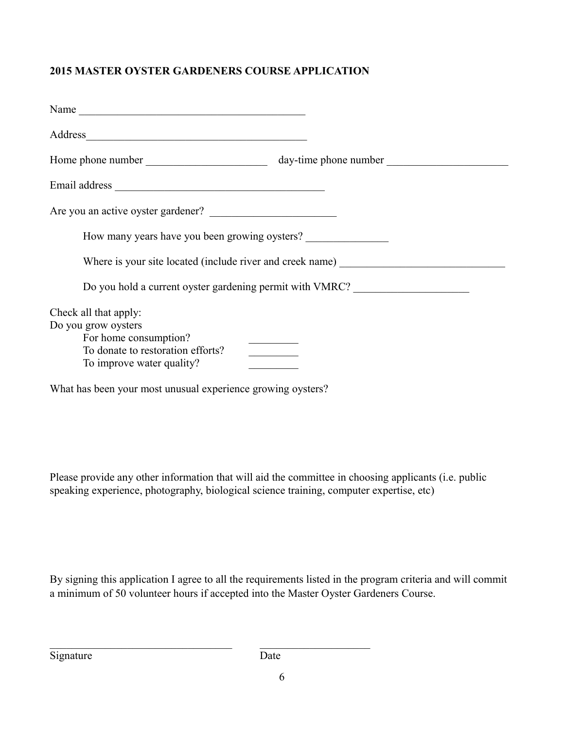**2015 MASTER OYSTER GARDENERS COURSE APPLICATION**

Name ________________________________________

Address________________________________________

Home phone number _____________________ day-time phone number _____________________

Email address _____________________________________

Are you an active oyster gardener? ______________________

How many years have you been growing oysters? ______________

Where is your site located (include river and creek name) _____________________________

Do you hold a current oyster gardening permit with VMRC? ____________________

Check all that apply:

Do you grow oysters

For home consumption? _________

To donate to restoration efforts? _________

To improve water quality? _________

What has been your most unusual experience growing oysters?

Please provide any other information that will aid the committee in choosing applicants (i.e. public speaking experience, photography, biological science training, computer expertise, etc)

By signing this application I agree to all the requirements listed in the program criteria and will commit a minimum of 50 volunteer hours if accepted into the Master Oyster Gardeners Course.

_________________________________ ____________________

Signature Date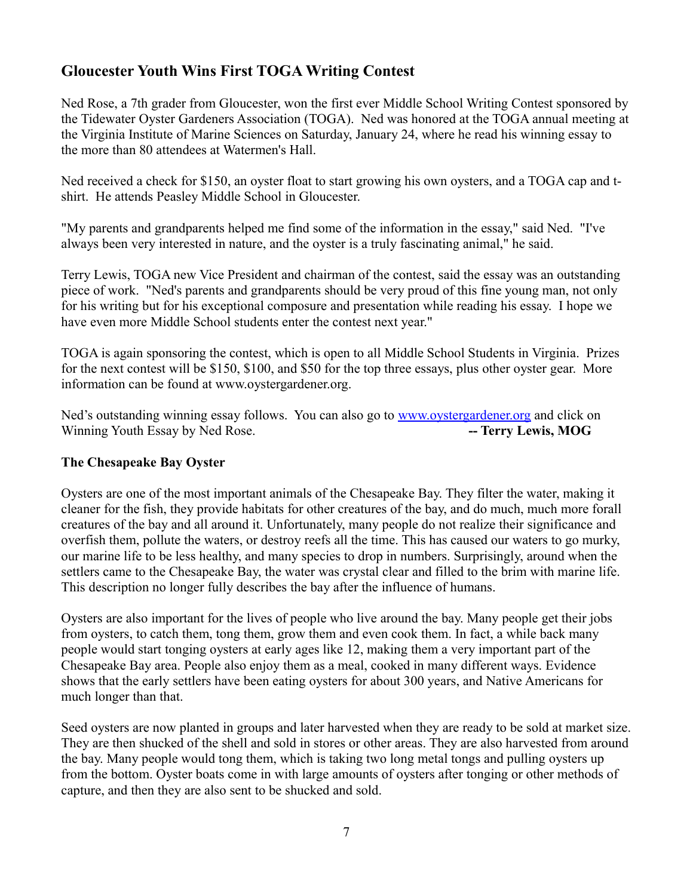## Gloucester Youth Wins First TOGA Writing Contest

Ned Rose, a 7th grader from Gloucester, won the first ever Middle School Writing Contest sponsored by the Tidewater Oyster Gardeners Association (TOGA). Ned was honored at the TOGA annual meeting at the Virginia Institute of Marine Sciences on Saturday, January 24, where he read his winning essay to the more than 80 attendees at Watermen's Hall.

Ned received a check for $150, an oyster float to start growing his own oysters, and a TOGA cap and t-shirt. He attends Peasley Middle School in Gloucester.

"My parents and grandparents helped me find some of the information in the essay," said Ned. "I've always been very interested in nature, and the oyster is a truly fascinating animal," he said.

Terry Lewis, TOGA new Vice President and chairman of the contest, said the essay was an outstanding piece of work. "Ned's parents and grandparents should be very proud of this fine young man, not only for his writing but for his exceptional composure and presentation while reading his essay. I hope we have even more Middle School students enter the contest next year."

TOGA is again sponsoring the contest, which is open to all Middle School Students in Virginia. Prizes for the next contest will be $150, $100, and $50 for the top three essays, plus other oyster gear. More information can be found at www.oystergardener.org.

Ned's outstanding winning essay follows. You can also go to [www.oystergardener.org](http://www.oystergardener.org) and click on Winning Youth Essay by Ned Rose. **-- Terry Lewis, MOG**

### The Chesapeake Bay Oyster

Oysters are one of the most important animals of the Chesapeake Bay. They filter the water, making it cleaner for the fish, they provide habitats for other creatures of the bay, and do much, much more forall creatures of the bay and all around it. Unfortunately, many people do not realize their significance and overfish them, pollute the waters, or destroy reefs all the time. This has caused our waters to go murky, our marine life to be less healthy, and many species to drop in numbers. Surprisingly, around when the settlers came to the Chesapeake Bay, the water was crystal clear and filled to the brim with marine life. This description no longer fully describes the bay after the influence of humans.

Oysters are also important for the lives of people who live around the bay. Many people get their jobs from oysters, to catch them, tong them, grow them and even cook them. In fact, a while back many people would start tonging oysters at early ages like 12, making them a very important part of the Chesapeake Bay area. People also enjoy them as a meal, cooked in many different ways. Evidence shows that the early settlers have been eating oysters for about 300 years, and Native Americans for much longer than that.

Seed oysters are now planted in groups and later harvested when they are ready to be sold at market size. They are then shucked of the shell and sold in stores or other areas. They are also harvested from around the bay. Many people would tong them, which is taking two long metal tongs and pulling oysters up from the bottom. Oyster boats come in with large amounts of oysters after tonging or other methods of capture, and then they are also sent to be shucked and sold.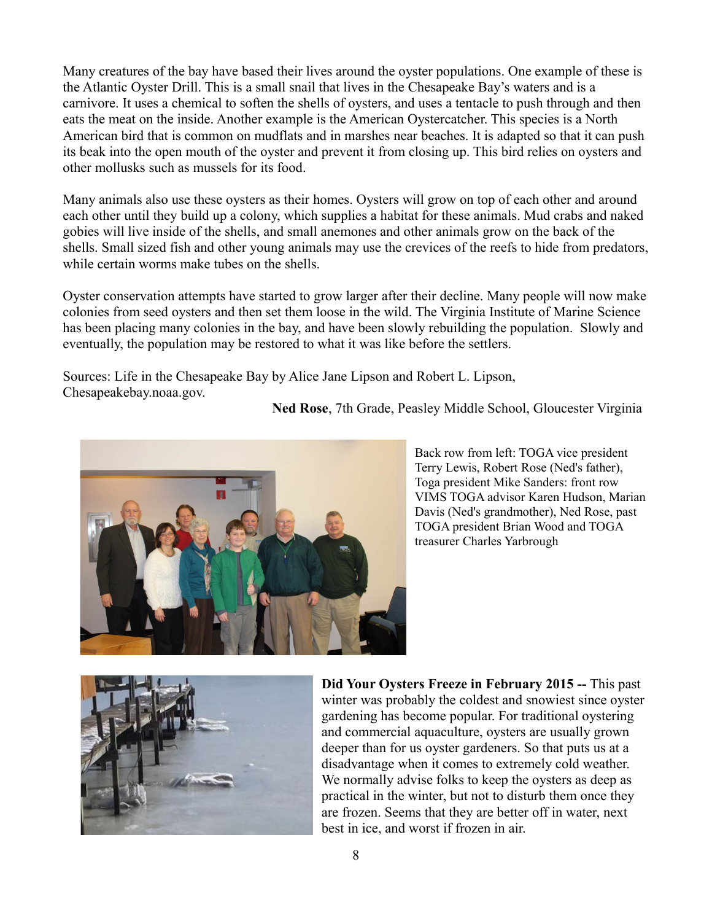Many creatures of the bay have based their lives around the oyster populations. One example of these is the Atlantic Oyster Drill. This is a small snail that lives in the Chesapeake Bay's waters and is a carnivore. It uses a chemical to soften the shells of oysters, and uses a tentacle to push through and then eats the meat on the inside. Another example is the American Oystercatcher. This species is a North American bird that is common on mudflats and in marshes near beaches. It is adapted so that it can push its beak into the open mouth of the oyster and prevent it from closing up. This bird relies on oysters and other mollusks such as mussels for its food.

Many animals also use these oysters as their homes. Oysters will grow on top of each other and around each other until they build up a colony, which supplies a habitat for these animals. Mud crabs and naked gobies will live inside of the shells, and small anemones and other animals grow on the back of the shells. Small sized fish and other young animals may use the crevices of the reefs to hide from predators, while certain worms make tubes on the shells.

Oyster conservation attempts have started to grow larger after their decline. Many people will now make colonies from seed oysters and then set them loose in the wild. The Virginia Institute of Marine Science has been placing many colonies in the bay, and have been slowly rebuilding the population. Slowly and eventually, the population may be restored to what it was like before the settlers.

Sources: Life in the Chesapeake Bay by Alice Jane Lipson and Robert L. Lipson, Chesapeakebay.noaa.gov.

**Ned Rose**, 7th Grade, Peasley Middle School, Gloucester Virginia

Back row from left: TOGA vice president Terry Lewis, Robert Rose (Ned's father), Toga president Mike Sanders: front row VIMS TOGA advisor Karen Hudson, Marian Davis (Ned's grandmother), Ned Rose, past TOGA president Brian Wood and TOGA treasurer Charles Yarbrough

**Did Your Oysters Freeze in February 2015 --** This past winter was probably the coldest and snowiest since oyster gardening has become popular. For traditional oystering and commercial aquaculture, oysters are usually grown deeper than for us oyster gardeners. So that puts us at a disadvantage when it comes to extremely cold weather. We normally advise folks to keep the oysters as deep as practical in the winter, but not to disturb them once they are frozen. Seems that they are better off in water, next best in ice, and worst if frozen in air.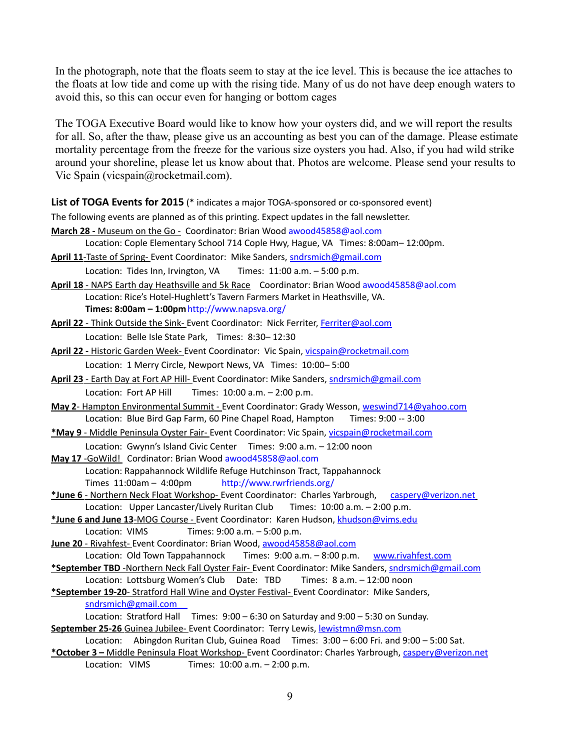In the photograph, note that the floats seem to stay at the ice level. This is because the ice attaches to the floats at low tide and come up with the rising tide. Many of us do not have deep enough waters to avoid this, so this can occur even for hanging or bottom cages

The TOGA Executive Board would like to know how your oysters did, and we will report the results for all. So, after the thaw, please give us an accounting as best you can of the damage. Please estimate mortality percentage from the freeze for the various size oysters you had. Also, if you had wild strike around your shoreline, please let us know about that. Photos are welcome. Please send your results to Vic Spain (vicspain@rocketmail.com).

**List of TOGA Events for 2015** (* indicates a major TOGA-sponsored or co-sponsored event)

The following events are planned as of this printing. Expect updates in the fall newsletter.

**March 28 -** Museum on the Go - Coordinator: Brian Wood awood45858@aol.com
Location: Cople Elementary School 714 Cople Hwy, Hague, VA Times: 8:00am– 12:00pm.

**April 11**-Taste of Spring- Event Coordinator: Mike Sanders, sndrsmich@gmail.com
Location: Tides Inn, Irvington, VA Times: 11:00 a.m. – 5:00 p.m.

**April 18** - NAPS Earth day Heathsville and 5k Race Coordinator: Brian Wood awood45858@aol.com
Location: Rice's Hotel-Hughlett's Tavern Farmers Market in Heathsville, VA.
**Times: 8:00am – 1:00pm** http://www.napsva.org/

**April 22** - Think Outside the Sink- Event Coordinator: Nick Ferriter, Ferriter@aol.com
Location: Belle Isle State Park, Times: 8:30– 12:30

**April 22 -** Historic Garden Week- Event Coordinator: Vic Spain, vicspain@rocketmail.com
Location: 1 Merry Circle, Newport News, VA Times: 10:00– 5:00

**April 23** - Earth Day at Fort AP Hill- Event Coordinator: Mike Sanders, sndrsmich@gmail.com
Location: Fort AP Hill Times: 10:00 a.m. – 2:00 p.m.

**May 2**- Hampton Environmental Summit - Event Coordinator: Grady Wesson, weswind714@yahoo.com
Location: Blue Bird Gap Farm, 60 Pine Chapel Road, Hampton Times: 9:00 -- 3:00

***May 9** - Middle Peninsula Oyster Fair- Event Coordinator: Vic Spain, vicspain@rocketmail.com
Location: Gwynn's Island Civic Center Times: 9:00 a.m. – 12:00 noon

**May 17** -GoWild! Cordinator: Brian Wood awood45858@aol.com
Location: Rappahannock Wildlife Refuge Hutchinson Tract, Tappahannock
Times 11:00am – 4:00pm http://www.rwrfriends.org/

***June 6** - Northern Neck Float Workshop- Event Coordinator: Charles Yarbrough, caspery@verizon.net
Location: Upper Lancaster/Lively Ruritan Club Times: 10:00 a.m. – 2:00 p.m.

***June 6 and June 13**-MOG Course - Event Coordinator: Karen Hudson, khudson@vims.edu
Location: VIMS Times: 9:00 a.m. – 5:00 p.m.

**June 20** - Rivahfest- Event Coordinator: Brian Wood, awood45858@aol.com
Location: Old Town Tappahannock Times: 9:00 a.m. – 8:00 p.m. www.rivahfest.com

***September TBD** -Northern Neck Fall Oyster Fair- Event Coordinator: Mike Sanders, sndrsmich@gmail.com
Location: Lottsburg Women's Club Date: TBD Times: 8 a.m. – 12:00 noon

***September 19-20**- Stratford Hall Wine and Oyster Festival- Event Coordinator: Mike Sanders, sndrsmich@gmail.com
Location: Stratford Hall Times: 9:00 – 6:30 on Saturday and 9:00 – 5:30 on Sunday.

**September 25-26** Guinea Jubilee- Event Coordinator: Terry Lewis, lewistmn@msn.com
Location: Abingdon Ruritan Club, Guinea Road Times: 3:00 – 6:00 Fri. and 9:00 – 5:00 Sat.

***October 3 –** Middle Peninsula Float Workshop- Event Coordinator: Charles Yarbrough, caspery@verizon.net
Location: VIMS Times: 10:00 a.m. – 2:00 p.m.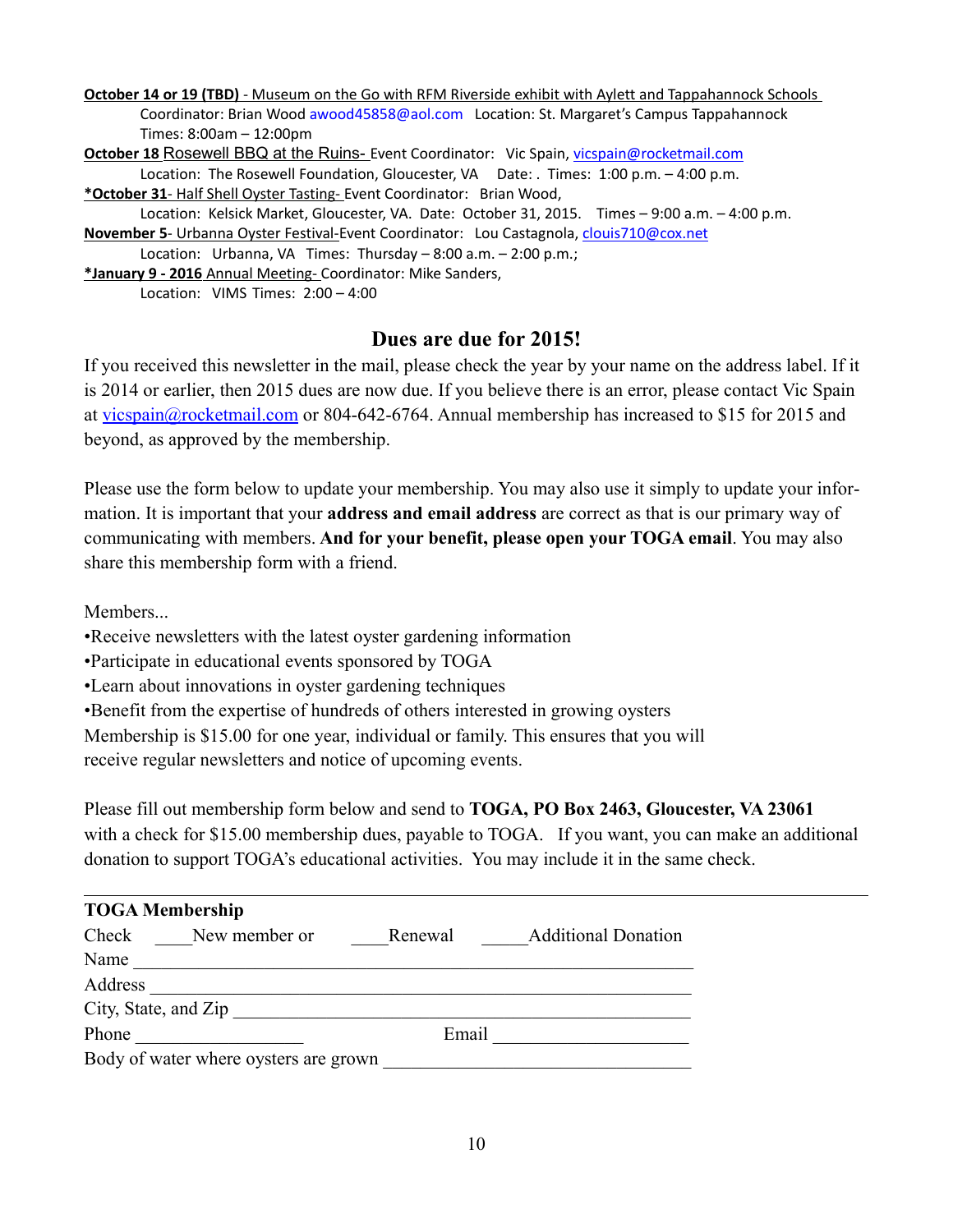**October 14 or 19 (TBD)** - Museum on the Go with RFM Riverside exhibit with Aylett and Tappahannock Schools
Coordinator: Brian Wood awood45858@aol.com Location: St. Margaret's Campus Tappahannock
Times: 8:00am – 12:00pm

**October 18** Rosewell BBQ at the Ruins- Event Coordinator: Vic Spain, vicspain@rocketmail.com
Location: The Rosewell Foundation, Gloucester, VA Date: . Times: 1:00 p.m. – 4:00 p.m.

**\*October 31**- Half Shell Oyster Tasting- Event Coordinator: Brian Wood,
Location: Kelsick Market, Gloucester, VA. Date: October 31, 2015. Times – 9:00 a.m. – 4:00 p.m.

**November 5**- Urbanna Oyster Festival-Event Coordinator: Lou Castagnola, clouis710@cox.net
Location: Urbanna, VA Times: Thursday – 8:00 a.m. – 2:00 p.m.;

**\*January 9 - 2016** Annual Meeting- Coordinator: Mike Sanders,
Location: VIMS Times: 2:00 – 4:00

## Dues are due for 2015!

If you received this newsletter in the mail, please check the year by your name on the address label. If it is 2014 or earlier, then 2015 dues are now due. If you believe there is an error, please contact Vic Spain at vicspain@rocketmail.com or 804-642-6764. Annual membership has increased to $15 for 2015 and beyond, as approved by the membership.

Please use the form below to update your membership. You may also use it simply to update your information. It is important that your **address and email address** are correct as that is our primary way of communicating with members. **And for your benefit, please open your TOGA email**. You may also share this membership form with a friend.

Members...

- Receive newsletters with the latest oyster gardening information
- Participate in educational events sponsored by TOGA
- Learn about innovations in oyster gardening techniques
- Benefit from the expertise of hundreds of others interested in growing oysters

Membership is $15.00 for one year, individual or family. This ensures that you will receive regular newsletters and notice of upcoming events.

Please fill out membership form below and send to **TOGA, PO Box 2463, Gloucester, VA 23061** with a check for $15.00 membership dues, payable to TOGA. If you want, you can make an additional donation to support TOGA's educational activities. You may include it in the same check.

---

**TOGA Membership**

Check \_\_\_\_New member or \_\_\_\_Renewal \_\_\_\_\_Additional Donation

Name \_\_\_\_\_\_\_\_\_\_\_\_\_\_\_\_\_\_\_\_\_\_\_\_\_\_\_\_\_\_\_\_\_\_\_\_\_\_\_\_\_\_\_\_\_\_\_\_\_\_\_\_\_\_\_\_\_\_\_\_

Address \_\_\_\_\_\_\_\_\_\_\_\_\_\_\_\_\_\_\_\_\_\_\_\_\_\_\_\_\_\_\_\_\_\_\_\_\_\_\_\_\_\_\_\_\_\_\_\_\_\_\_\_\_\_\_\_\_\_

City, State, and Zip \_\_\_\_\_\_\_\_\_\_\_\_\_\_\_\_\_\_\_\_\_\_\_\_\_\_\_\_\_\_\_\_\_\_\_\_\_\_\_\_\_\_\_\_\_\_\_\_\_

Phone \_\_\_\_\_\_\_\_\_\_\_\_\_\_\_\_\_\_ Email \_\_\_\_\_\_\_\_\_\_\_\_\_\_\_\_\_\_\_\_\_

Body of water where oysters are grown \_\_\_\_\_\_\_\_\_\_\_\_\_\_\_\_\_\_\_\_\_\_\_\_\_\_\_\_\_\_\_\_\_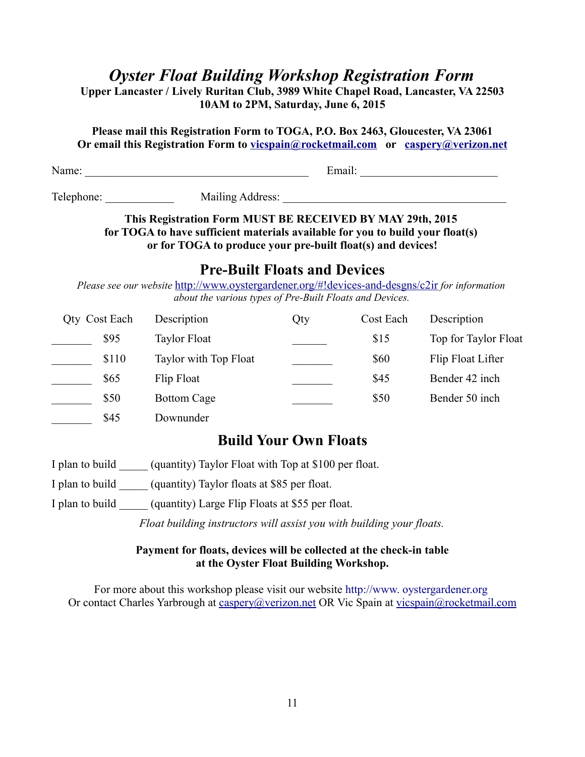# *Oyster Float Building Workshop Registration Form*

**Upper Lancaster / Lively Ruritan Club, 3989 White Chapel Road, Lancaster, VA 22503**
**10AM to 2PM, Saturday, June 6, 2015**

**Please mail this Registration Form to TOGA, P.O. Box 2463, Gloucester, VA 23061**
**Or email this Registration Form to vicspain@rocketmail.com or caspery@verizon.net**

Name: ______________________________________ Email: ________________________

Telephone: ____________ Mailing Address: ________________________________________

**This Registration Form MUST BE RECEIVED BY MAY 29th, 2015**
**for TOGA to have sufficient materials available for you to build your float(s)**
**or for TOGA to produce your pre-built float(s) and devices!**

## Pre-Built Floats and Devices

*Please see our website* http://www.oystergardener.org/#!devices-and-desgns/c2ir *for information about the various types of Pre-Built Floats and Devices.*

| Qty | Cost Each | Description | Qty | Cost Each | Description |
|---|---|---|---|---|---|
| _______ | $95 | Taylor Float | ______ | $15 | Top for Taylor Float |
| _______ | $110 | Taylor with Top Float | _______ | $60 | Flip Float Lifter |
| _______ | $65 | Flip Float | _______ | $45 | Bender 42 inch |
| _______ | $50 | Bottom Cage | _______ | $50 | Bender 50 inch |
| _______ | $45 | Downunder | | | |

## Build Your Own Floats

I plan to build _____ (quantity) Taylor Float with Top at $100 per float.

I plan to build _____ (quantity) Taylor floats at $85 per float.

I plan to build _____ (quantity) Large Flip Floats at $55 per float.

*Float building instructors will assist you with building your floats.*

**Payment for floats, devices will be collected at the check-in table at the Oyster Float Building Workshop.**

For more about this workshop please visit our website http://www. oystergardener.org
Or contact Charles Yarbrough at caspery@verizon.net OR Vic Spain at vicspain@rocketmail.com